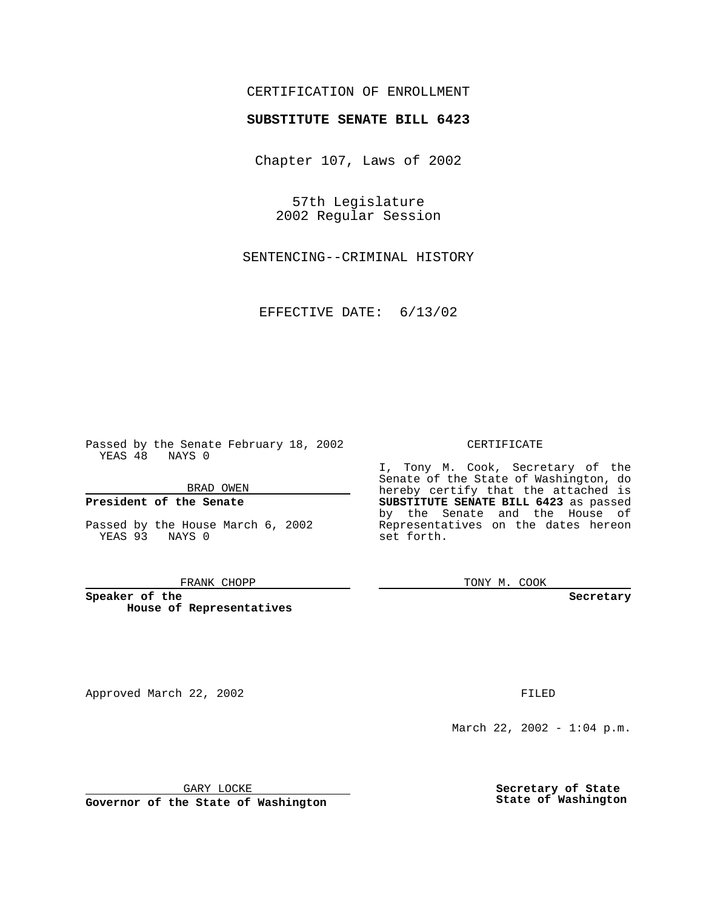CERTIFICATION OF ENROLLMENT

**SUBSTITUTE SENATE BILL 6423**

Chapter 107, Laws of 2002

57th Legislature
2002 Regular Session

SENTENCING--CRIMINAL HISTORY

EFFECTIVE DATE: 6/13/02

Passed by the Senate February 18, 2002
YEAS 48 NAYS 0

BRAD OWEN

**President of the Senate**

Passed by the House March 6, 2002
YEAS 93 NAYS 0

FRANK CHOPP

**Speaker of the House of Representatives**

CERTIFICATE

I, Tony M. Cook, Secretary of the Senate of the State of Washington, do hereby certify that the attached is **SUBSTITUTE SENATE BILL 6423** as passed by the Senate and the House of Representatives on the dates hereon set forth.

TONY M. COOK

**Secretary**

Approved March 22, 2002

GARY LOCKE

**Governor of the State of Washington**

FILED

March 22, 2002 - 1:04 p.m.

**Secretary of State**
**State of Washington**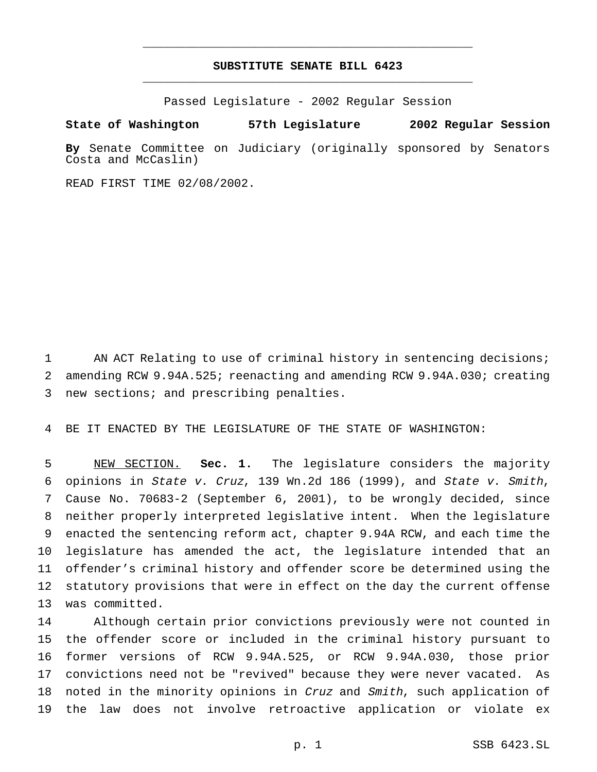# SUBSTITUTE SENATE BILL 6423

Passed Legislature - 2002 Regular Session

**State of Washington 57th Legislature 2002 Regular Session**

**By** Senate Committee on Judiciary (originally sponsored by Senators Costa and McCaslin)

READ FIRST TIME 02/08/2002.

1 AN ACT Relating to use of criminal history in sentencing decisions; 2 amending RCW 9.94A.525; reenacting and amending RCW 9.94A.030; creating 3 new sections; and prescribing penalties.

4 BE IT ENACTED BY THE LEGISLATURE OF THE STATE OF WASHINGTON:

5 NEW SECTION. **Sec. 1.** The legislature considers the majority 6 opinions in *State v. Cruz*, 139 Wn.2d 186 (1999), and *State v. Smith*, 7 Cause No. 70683-2 (September 6, 2001), to be wrongly decided, since 8 neither properly interpreted legislative intent. When the legislature 9 enacted the sentencing reform act, chapter 9.94A RCW, and each time the 10 legislature has amended the act, the legislature intended that an 11 offender's criminal history and offender score be determined using the 12 statutory provisions that were in effect on the day the current offense 13 was committed.

14 Although certain prior convictions previously were not counted in 15 the offender score or included in the criminal history pursuant to 16 former versions of RCW 9.94A.525, or RCW 9.94A.030, those prior 17 convictions need not be "revived" because they were never vacated. As 18 noted in the minority opinions in *Cruz* and *Smith*, such application of 19 the law does not involve retroactive application or violate ex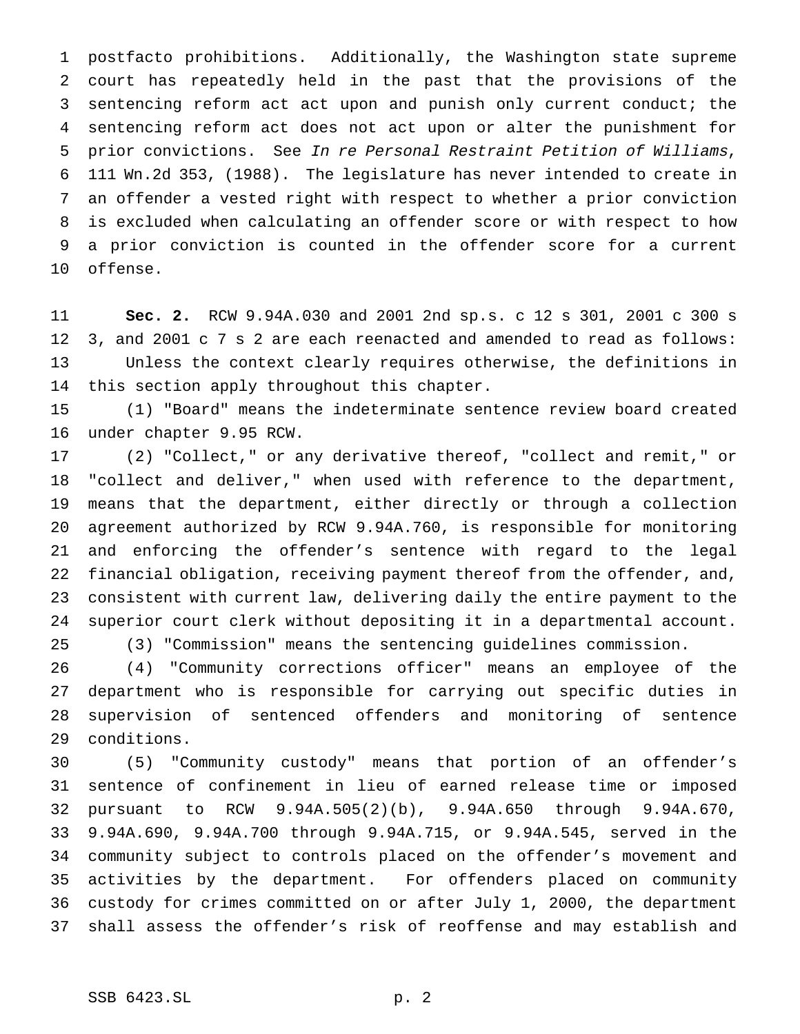postfacto prohibitions. Additionally, the Washington state supreme court has repeatedly held in the past that the provisions of the sentencing reform act act upon and punish only current conduct; the sentencing reform act does not act upon or alter the punishment for prior convictions. See *In re Personal Restraint Petition of Williams*, 111 Wn.2d 353, (1988). The legislature has never intended to create in an offender a vested right with respect to whether a prior conviction is excluded when calculating an offender score or with respect to how a prior conviction is counted in the offender score for a current offense.

**Sec. 2.** RCW 9.94A.030 and 2001 2nd sp.s. c 12 s 301, 2001 c 300 s 3, and 2001 c 7 s 2 are each reenacted and amended to read as follows:

Unless the context clearly requires otherwise, the definitions in this section apply throughout this chapter.

(1) "Board" means the indeterminate sentence review board created under chapter 9.95 RCW.

(2) "Collect," or any derivative thereof, "collect and remit," or "collect and deliver," when used with reference to the department, means that the department, either directly or through a collection agreement authorized by RCW 9.94A.760, is responsible for monitoring and enforcing the offender's sentence with regard to the legal financial obligation, receiving payment thereof from the offender, and, consistent with current law, delivering daily the entire payment to the superior court clerk without depositing it in a departmental account.

(3) "Commission" means the sentencing guidelines commission.

(4) "Community corrections officer" means an employee of the department who is responsible for carrying out specific duties in supervision of sentenced offenders and monitoring of sentence conditions.

(5) "Community custody" means that portion of an offender's sentence of confinement in lieu of earned release time or imposed pursuant to RCW 9.94A.505(2)(b), 9.94A.650 through 9.94A.670, 9.94A.690, 9.94A.700 through 9.94A.715, or 9.94A.545, served in the community subject to controls placed on the offender's movement and activities by the department. For offenders placed on community custody for crimes committed on or after July 1, 2000, the department shall assess the offender's risk of reoffense and may establish and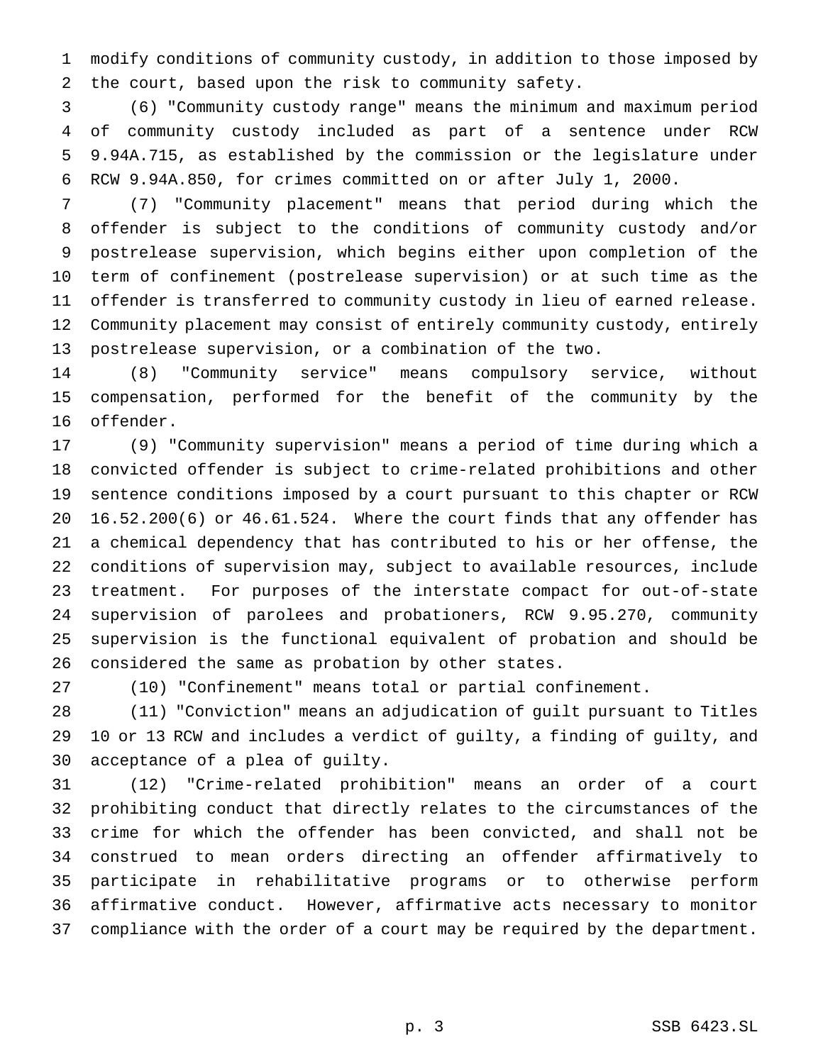modify conditions of community custody, in addition to those imposed by the court, based upon the risk to community safety.

(6) "Community custody range" means the minimum and maximum period of community custody included as part of a sentence under RCW 9.94A.715, as established by the commission or the legislature under RCW 9.94A.850, for crimes committed on or after July 1, 2000.

(7) "Community placement" means that period during which the offender is subject to the conditions of community custody and/or postrelease supervision, which begins either upon completion of the term of confinement (postrelease supervision) or at such time as the offender is transferred to community custody in lieu of earned release. Community placement may consist of entirely community custody, entirely postrelease supervision, or a combination of the two.

(8) "Community service" means compulsory service, without compensation, performed for the benefit of the community by the offender.

(9) "Community supervision" means a period of time during which a convicted offender is subject to crime-related prohibitions and other sentence conditions imposed by a court pursuant to this chapter or RCW 16.52.200(6) or 46.61.524. Where the court finds that any offender has a chemical dependency that has contributed to his or her offense, the conditions of supervision may, subject to available resources, include treatment. For purposes of the interstate compact for out-of-state supervision of parolees and probationers, RCW 9.95.270, community supervision is the functional equivalent of probation and should be considered the same as probation by other states.

(10) "Confinement" means total or partial confinement.

(11) "Conviction" means an adjudication of guilt pursuant to Titles 10 or 13 RCW and includes a verdict of guilty, a finding of guilty, and acceptance of a plea of guilty.

(12) "Crime-related prohibition" means an order of a court prohibiting conduct that directly relates to the circumstances of the crime for which the offender has been convicted, and shall not be construed to mean orders directing an offender affirmatively to participate in rehabilitative programs or to otherwise perform affirmative conduct. However, affirmative acts necessary to monitor compliance with the order of a court may be required by the department.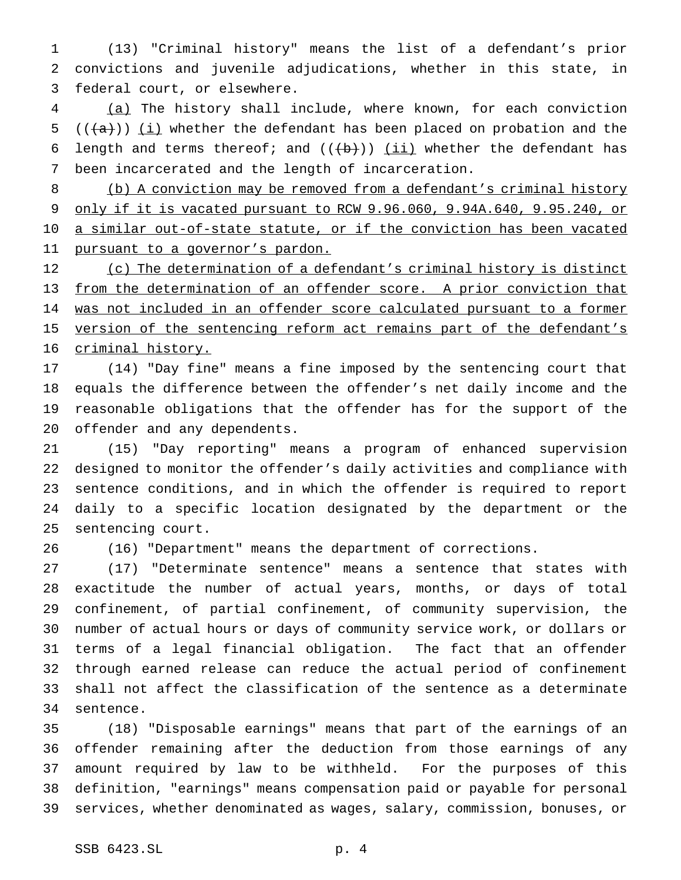(13) "Criminal history" means the list of a defendant's prior convictions and juvenile adjudications, whether in this state, in federal court, or elsewhere.

(a) The history shall include, where known, for each conviction ((~~(a)~~)) (i) whether the defendant has been placed on probation and the length and terms thereof; and ((~~(b)~~)) (ii) whether the defendant has been incarcerated and the length of incarceration.

(b) A conviction may be removed from a defendant's criminal history only if it is vacated pursuant to RCW 9.96.060, 9.94A.640, 9.95.240, or a similar out-of-state statute, or if the conviction has been vacated pursuant to a governor's pardon.

(c) The determination of a defendant's criminal history is distinct from the determination of an offender score. A prior conviction that was not included in an offender score calculated pursuant to a former version of the sentencing reform act remains part of the defendant's criminal history.

(14) "Day fine" means a fine imposed by the sentencing court that equals the difference between the offender's net daily income and the reasonable obligations that the offender has for the support of the offender and any dependents.

(15) "Day reporting" means a program of enhanced supervision designed to monitor the offender's daily activities and compliance with sentence conditions, and in which the offender is required to report daily to a specific location designated by the department or the sentencing court.

(16) "Department" means the department of corrections.

(17) "Determinate sentence" means a sentence that states with exactitude the number of actual years, months, or days of total confinement, of partial confinement, of community supervision, the number of actual hours or days of community service work, or dollars or terms of a legal financial obligation. The fact that an offender through earned release can reduce the actual period of confinement shall not affect the classification of the sentence as a determinate sentence.

(18) "Disposable earnings" means that part of the earnings of an offender remaining after the deduction from those earnings of any amount required by law to be withheld. For the purposes of this definition, "earnings" means compensation paid or payable for personal services, whether denominated as wages, salary, commission, bonuses, or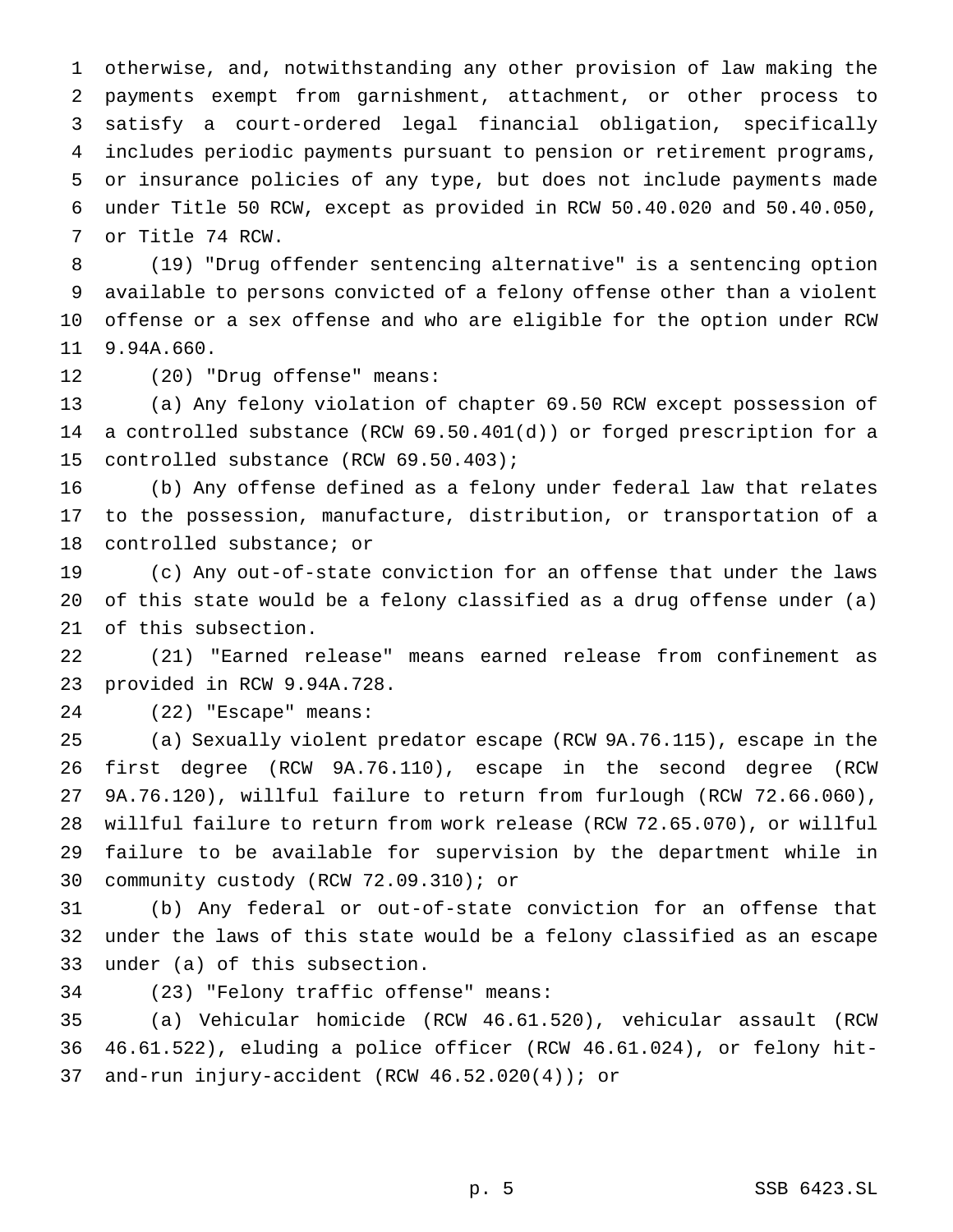otherwise, and, notwithstanding any other provision of law making the payments exempt from garnishment, attachment, or other process to satisfy a court-ordered legal financial obligation, specifically includes periodic payments pursuant to pension or retirement programs, or insurance policies of any type, but does not include payments made under Title 50 RCW, except as provided in RCW 50.40.020 and 50.40.050, or Title 74 RCW.

(19) "Drug offender sentencing alternative" is a sentencing option available to persons convicted of a felony offense other than a violent offense or a sex offense and who are eligible for the option under RCW 9.94A.660.

(20) "Drug offense" means:

(a) Any felony violation of chapter 69.50 RCW except possession of a controlled substance (RCW 69.50.401(d)) or forged prescription for a controlled substance (RCW 69.50.403);

(b) Any offense defined as a felony under federal law that relates to the possession, manufacture, distribution, or transportation of a controlled substance; or

(c) Any out-of-state conviction for an offense that under the laws of this state would be a felony classified as a drug offense under (a) of this subsection.

(21) "Earned release" means earned release from confinement as provided in RCW 9.94A.728.

(22) "Escape" means:

(a) Sexually violent predator escape (RCW 9A.76.115), escape in the first degree (RCW 9A.76.110), escape in the second degree (RCW 9A.76.120), willful failure to return from furlough (RCW 72.66.060), willful failure to return from work release (RCW 72.65.070), or willful failure to be available for supervision by the department while in community custody (RCW 72.09.310); or

(b) Any federal or out-of-state conviction for an offense that under the laws of this state would be a felony classified as an escape under (a) of this subsection.

(23) "Felony traffic offense" means:

(a) Vehicular homicide (RCW 46.61.520), vehicular assault (RCW 46.61.522), eluding a police officer (RCW 46.61.024), or felony hit-and-run injury-accident (RCW 46.52.020(4)); or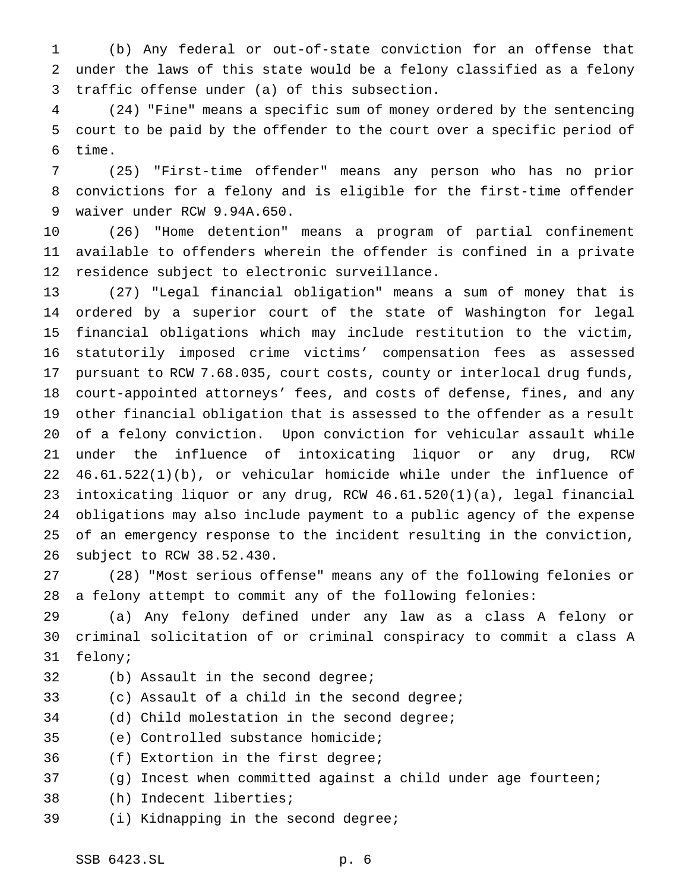(b) Any federal or out-of-state conviction for an offense that under the laws of this state would be a felony classified as a felony traffic offense under (a) of this subsection.

(24) "Fine" means a specific sum of money ordered by the sentencing court to be paid by the offender to the court over a specific period of time.

(25) "First-time offender" means any person who has no prior convictions for a felony and is eligible for the first-time offender waiver under RCW 9.94A.650.

(26) "Home detention" means a program of partial confinement available to offenders wherein the offender is confined in a private residence subject to electronic surveillance.

(27) "Legal financial obligation" means a sum of money that is ordered by a superior court of the state of Washington for legal financial obligations which may include restitution to the victim, statutorily imposed crime victims' compensation fees as assessed pursuant to RCW 7.68.035, court costs, county or interlocal drug funds, court-appointed attorneys' fees, and costs of defense, fines, and any other financial obligation that is assessed to the offender as a result of a felony conviction. Upon conviction for vehicular assault while under the influence of intoxicating liquor or any drug, RCW 46.61.522(1)(b), or vehicular homicide while under the influence of intoxicating liquor or any drug, RCW 46.61.520(1)(a), legal financial obligations may also include payment to a public agency of the expense of an emergency response to the incident resulting in the conviction, subject to RCW 38.52.430.

(28) "Most serious offense" means any of the following felonies or a felony attempt to commit any of the following felonies:

(a) Any felony defined under any law as a class A felony or criminal solicitation of or criminal conspiracy to commit a class A felony;

(b) Assault in the second degree;

(c) Assault of a child in the second degree;

(d) Child molestation in the second degree;

(e) Controlled substance homicide;

(f) Extortion in the first degree;

(g) Incest when committed against a child under age fourteen;

(h) Indecent liberties;

(i) Kidnapping in the second degree;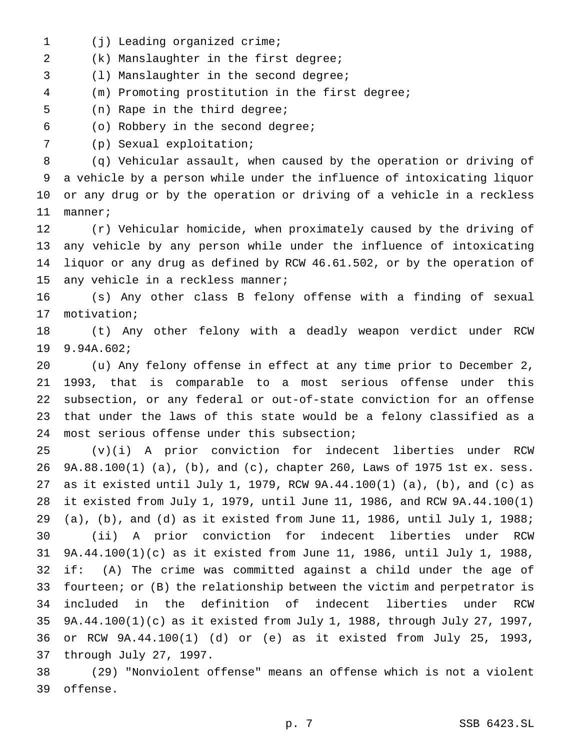(j) Leading organized crime;

(k) Manslaughter in the first degree;

(l) Manslaughter in the second degree;

(m) Promoting prostitution in the first degree;

(n) Rape in the third degree;

(o) Robbery in the second degree;

(p) Sexual exploitation;

(q) Vehicular assault, when caused by the operation or driving of a vehicle by a person while under the influence of intoxicating liquor or any drug or by the operation or driving of a vehicle in a reckless manner;

(r) Vehicular homicide, when proximately caused by the driving of any vehicle by any person while under the influence of intoxicating liquor or any drug as defined by RCW 46.61.502, or by the operation of any vehicle in a reckless manner;

(s) Any other class B felony offense with a finding of sexual motivation;

(t) Any other felony with a deadly weapon verdict under RCW 9.94A.602;

(u) Any felony offense in effect at any time prior to December 2, 1993, that is comparable to a most serious offense under this subsection, or any federal or out-of-state conviction for an offense that under the laws of this state would be a felony classified as a most serious offense under this subsection;

(v)(i) A prior conviction for indecent liberties under RCW 9A.88.100(1) (a), (b), and (c), chapter 260, Laws of 1975 1st ex. sess. as it existed until July 1, 1979, RCW 9A.44.100(1) (a), (b), and (c) as it existed from July 1, 1979, until June 11, 1986, and RCW 9A.44.100(1) (a), (b), and (d) as it existed from June 11, 1986, until July 1, 1988;

(ii) A prior conviction for indecent liberties under RCW 9A.44.100(1)(c) as it existed from June 11, 1986, until July 1, 1988, if: (A) The crime was committed against a child under the age of fourteen; or (B) the relationship between the victim and perpetrator is included in the definition of indecent liberties under RCW 9A.44.100(1)(c) as it existed from July 1, 1988, through July 27, 1997, or RCW 9A.44.100(1) (d) or (e) as it existed from July 25, 1993, through July 27, 1997.

(29) "Nonviolent offense" means an offense which is not a violent offense.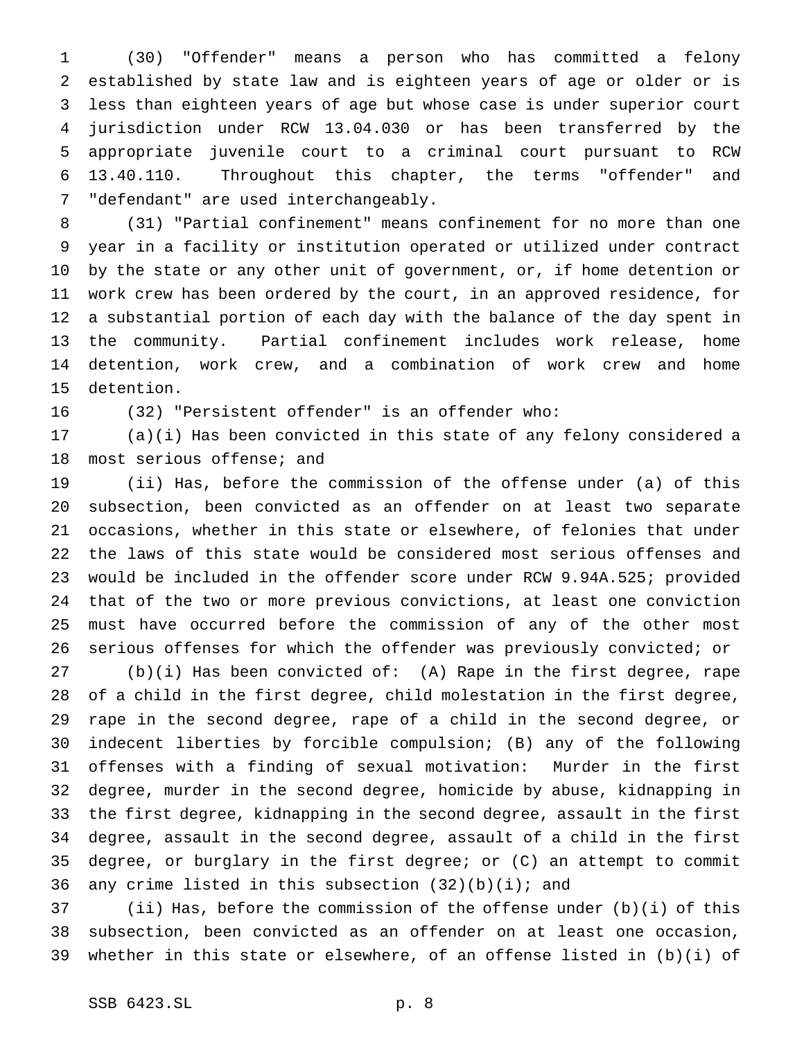(30) "Offender" means a person who has committed a felony established by state law and is eighteen years of age or older or is less than eighteen years of age but whose case is under superior court jurisdiction under RCW 13.04.030 or has been transferred by the appropriate juvenile court to a criminal court pursuant to RCW 13.40.110. Throughout this chapter, the terms "offender" and "defendant" are used interchangeably.

(31) "Partial confinement" means confinement for no more than one year in a facility or institution operated or utilized under contract by the state or any other unit of government, or, if home detention or work crew has been ordered by the court, in an approved residence, for a substantial portion of each day with the balance of the day spent in the community. Partial confinement includes work release, home detention, work crew, and a combination of work crew and home detention.

(32) "Persistent offender" is an offender who:

(a)(i) Has been convicted in this state of any felony considered a most serious offense; and

(ii) Has, before the commission of the offense under (a) of this subsection, been convicted as an offender on at least two separate occasions, whether in this state or elsewhere, of felonies that under the laws of this state would be considered most serious offenses and would be included in the offender score under RCW 9.94A.525; provided that of the two or more previous convictions, at least one conviction must have occurred before the commission of any of the other most serious offenses for which the offender was previously convicted; or

(b)(i) Has been convicted of: (A) Rape in the first degree, rape of a child in the first degree, child molestation in the first degree, rape in the second degree, rape of a child in the second degree, or indecent liberties by forcible compulsion; (B) any of the following offenses with a finding of sexual motivation: Murder in the first degree, murder in the second degree, homicide by abuse, kidnapping in the first degree, kidnapping in the second degree, assault in the first degree, assault in the second degree, assault of a child in the first degree, or burglary in the first degree; or (C) an attempt to commit any crime listed in this subsection (32)(b)(i); and

(ii) Has, before the commission of the offense under (b)(i) of this subsection, been convicted as an offender on at least one occasion, whether in this state or elsewhere, of an offense listed in (b)(i) of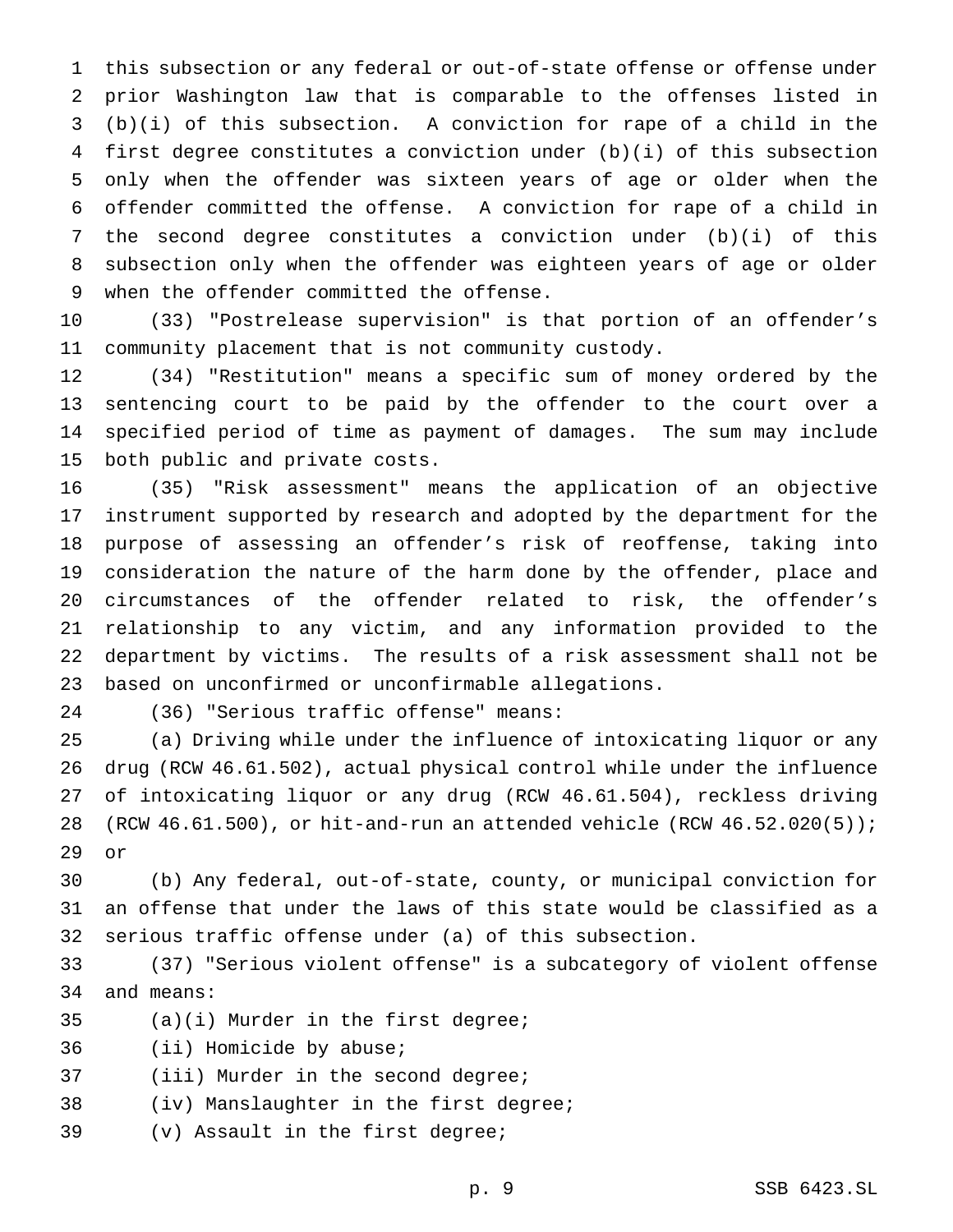this subsection or any federal or out-of-state offense or offense under prior Washington law that is comparable to the offenses listed in (b)(i) of this subsection. A conviction for rape of a child in the first degree constitutes a conviction under (b)(i) of this subsection only when the offender was sixteen years of age or older when the offender committed the offense. A conviction for rape of a child in the second degree constitutes a conviction under (b)(i) of this subsection only when the offender was eighteen years of age or older when the offender committed the offense.

(33) "Postrelease supervision" is that portion of an offender's community placement that is not community custody.

(34) "Restitution" means a specific sum of money ordered by the sentencing court to be paid by the offender to the court over a specified period of time as payment of damages. The sum may include both public and private costs.

(35) "Risk assessment" means the application of an objective instrument supported by research and adopted by the department for the purpose of assessing an offender's risk of reoffense, taking into consideration the nature of the harm done by the offender, place and circumstances of the offender related to risk, the offender's relationship to any victim, and any information provided to the department by victims. The results of a risk assessment shall not be based on unconfirmed or unconfirmable allegations.

(36) "Serious traffic offense" means:

(a) Driving while under the influence of intoxicating liquor or any drug (RCW 46.61.502), actual physical control while under the influence of intoxicating liquor or any drug (RCW 46.61.504), reckless driving (RCW 46.61.500), or hit-and-run an attended vehicle (RCW 46.52.020(5)); or

(b) Any federal, out-of-state, county, or municipal conviction for an offense that under the laws of this state would be classified as a serious traffic offense under (a) of this subsection.

(37) "Serious violent offense" is a subcategory of violent offense and means:

(a)(i) Murder in the first degree;

(ii) Homicide by abuse;

(iii) Murder in the second degree;

(iv) Manslaughter in the first degree;

(v) Assault in the first degree;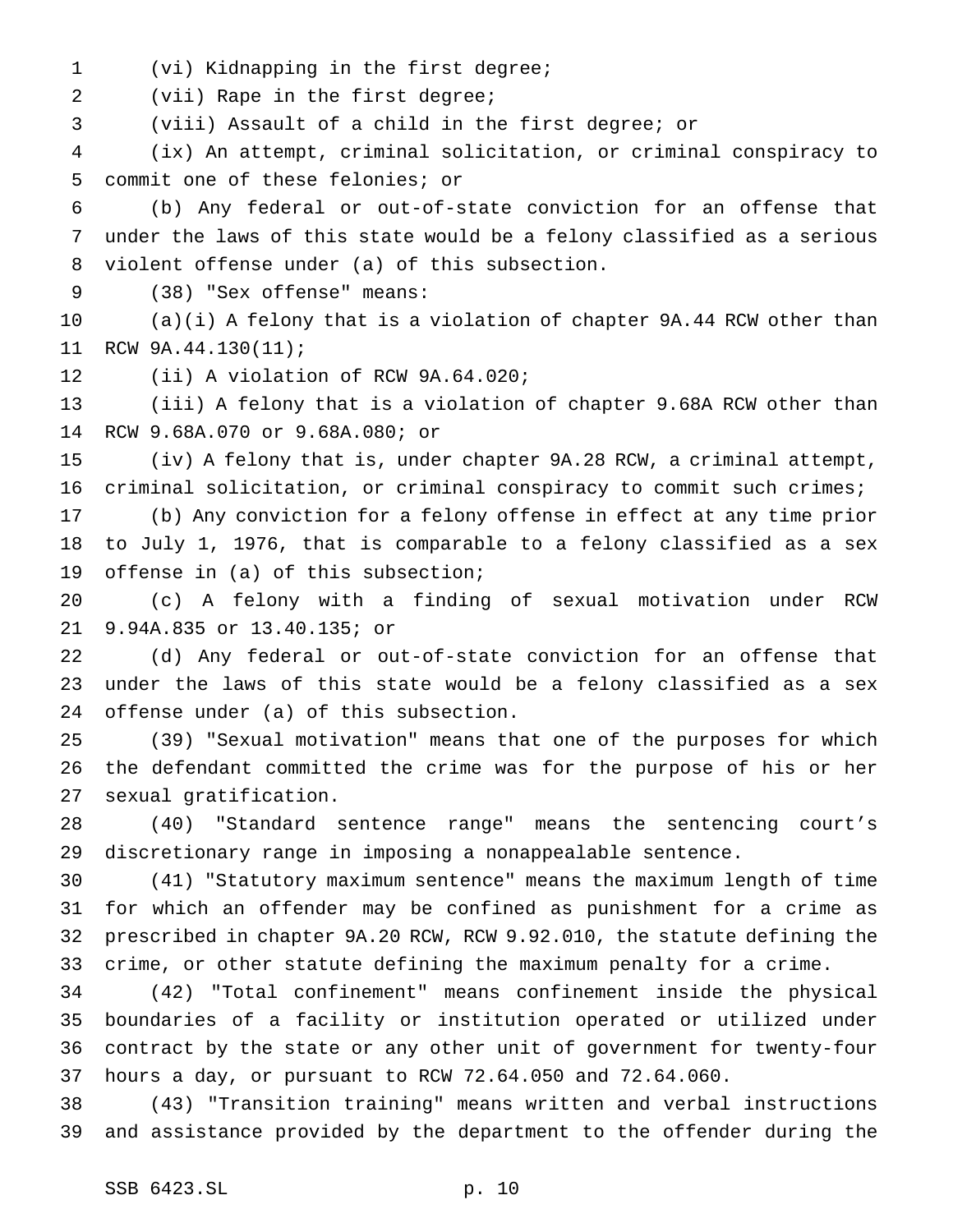(vi) Kidnapping in the first degree;

(vii) Rape in the first degree;

(viii) Assault of a child in the first degree; or

(ix) An attempt, criminal solicitation, or criminal conspiracy to commit one of these felonies; or

(b) Any federal or out-of-state conviction for an offense that under the laws of this state would be a felony classified as a serious violent offense under (a) of this subsection.

(38) "Sex offense" means:

(a)(i) A felony that is a violation of chapter 9A.44 RCW other than RCW 9A.44.130(11);

(ii) A violation of RCW 9A.64.020;

(iii) A felony that is a violation of chapter 9.68A RCW other than RCW 9.68A.070 or 9.68A.080; or

(iv) A felony that is, under chapter 9A.28 RCW, a criminal attempt, criminal solicitation, or criminal conspiracy to commit such crimes;

(b) Any conviction for a felony offense in effect at any time prior to July 1, 1976, that is comparable to a felony classified as a sex offense in (a) of this subsection;

(c) A felony with a finding of sexual motivation under RCW 9.94A.835 or 13.40.135; or

(d) Any federal or out-of-state conviction for an offense that under the laws of this state would be a felony classified as a sex offense under (a) of this subsection.

(39) "Sexual motivation" means that one of the purposes for which the defendant committed the crime was for the purpose of his or her sexual gratification.

(40) "Standard sentence range" means the sentencing court's discretionary range in imposing a nonappealable sentence.

(41) "Statutory maximum sentence" means the maximum length of time for which an offender may be confined as punishment for a crime as prescribed in chapter 9A.20 RCW, RCW 9.92.010, the statute defining the crime, or other statute defining the maximum penalty for a crime.

(42) "Total confinement" means confinement inside the physical boundaries of a facility or institution operated or utilized under contract by the state or any other unit of government for twenty-four hours a day, or pursuant to RCW 72.64.050 and 72.64.060.

(43) "Transition training" means written and verbal instructions and assistance provided by the department to the offender during the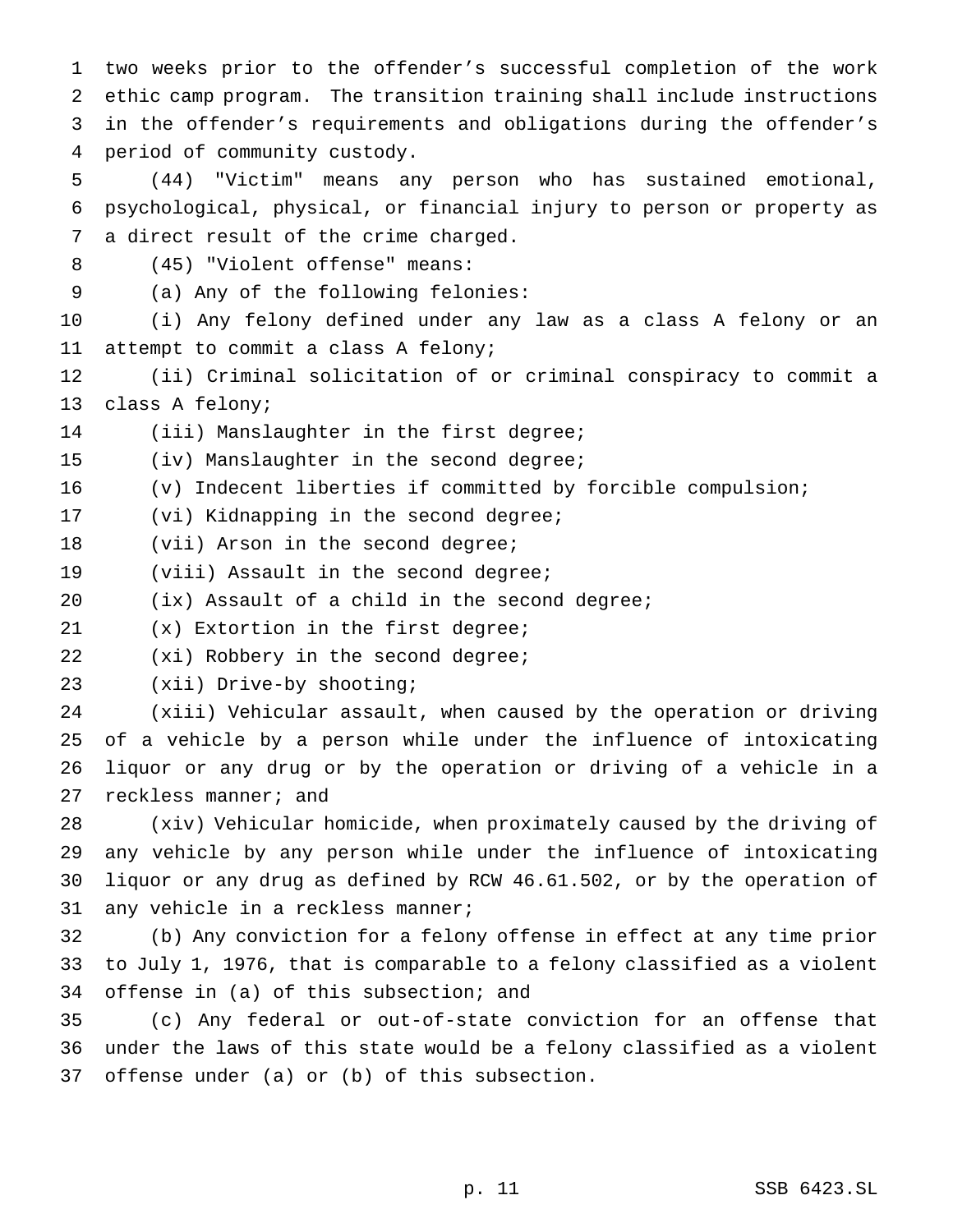two weeks prior to the offender's successful completion of the work ethic camp program. The transition training shall include instructions in the offender's requirements and obligations during the offender's period of community custody.

(44) "Victim" means any person who has sustained emotional, psychological, physical, or financial injury to person or property as a direct result of the crime charged.

(45) "Violent offense" means:

(a) Any of the following felonies:

(i) Any felony defined under any law as a class A felony or an attempt to commit a class A felony;

(ii) Criminal solicitation of or criminal conspiracy to commit a class A felony;

(iii) Manslaughter in the first degree;

(iv) Manslaughter in the second degree;

(v) Indecent liberties if committed by forcible compulsion;

(vi) Kidnapping in the second degree;

(vii) Arson in the second degree;

(viii) Assault in the second degree;

(ix) Assault of a child in the second degree;

(x) Extortion in the first degree;

(xi) Robbery in the second degree;

(xii) Drive-by shooting;

(xiii) Vehicular assault, when caused by the operation or driving of a vehicle by a person while under the influence of intoxicating liquor or any drug or by the operation or driving of a vehicle in a reckless manner; and

(xiv) Vehicular homicide, when proximately caused by the driving of any vehicle by any person while under the influence of intoxicating liquor or any drug as defined by RCW 46.61.502, or by the operation of any vehicle in a reckless manner;

(b) Any conviction for a felony offense in effect at any time prior to July 1, 1976, that is comparable to a felony classified as a violent offense in (a) of this subsection; and

(c) Any federal or out-of-state conviction for an offense that under the laws of this state would be a felony classified as a violent offense under (a) or (b) of this subsection.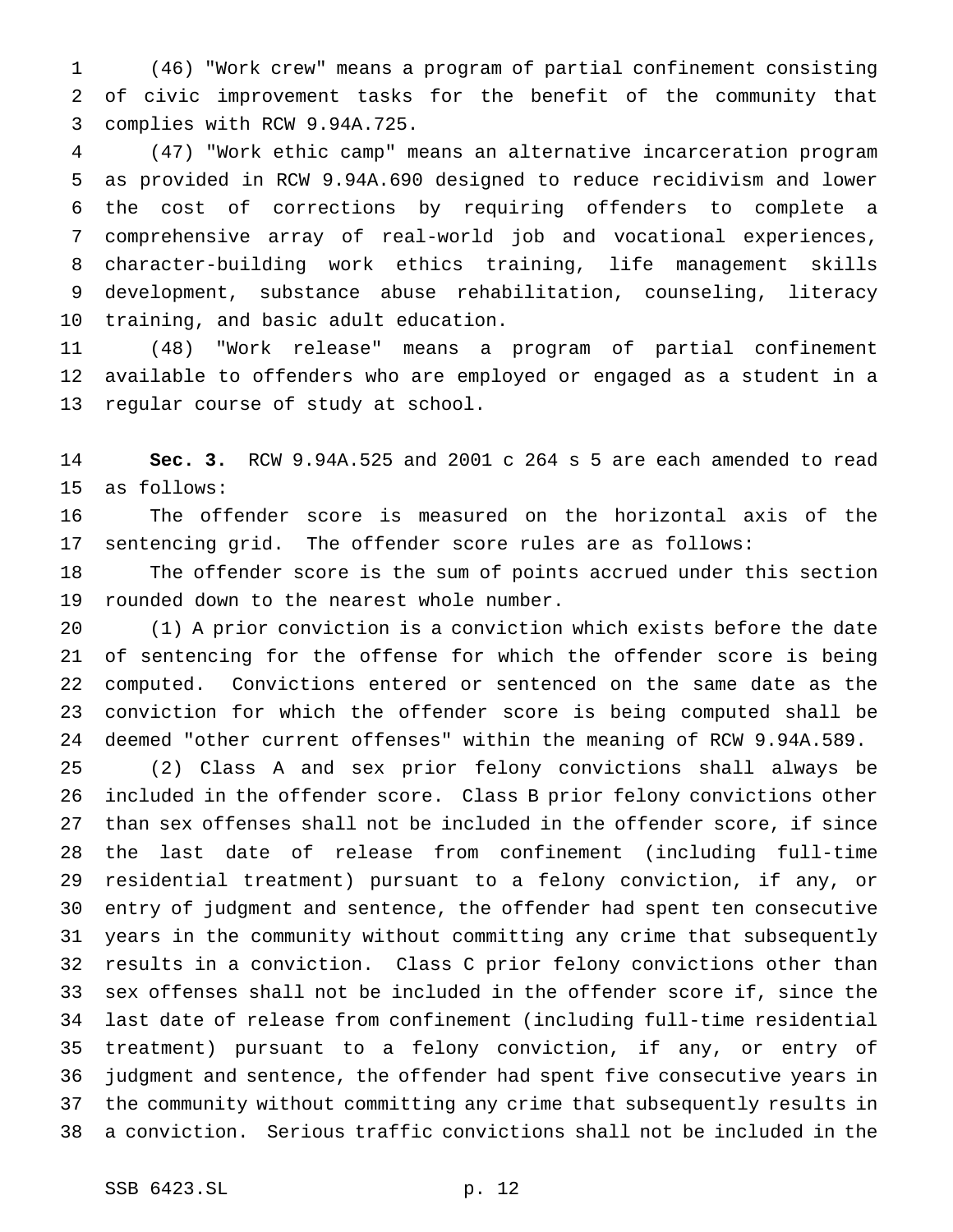(46) "Work crew" means a program of partial confinement consisting of civic improvement tasks for the benefit of the community that complies with RCW 9.94A.725.

(47) "Work ethic camp" means an alternative incarceration program as provided in RCW 9.94A.690 designed to reduce recidivism and lower the cost of corrections by requiring offenders to complete a comprehensive array of real-world job and vocational experiences, character-building work ethics training, life management skills development, substance abuse rehabilitation, counseling, literacy training, and basic adult education.

(48) "Work release" means a program of partial confinement available to offenders who are employed or engaged as a student in a regular course of study at school.

**Sec. 3.** RCW 9.94A.525 and 2001 c 264 s 5 are each amended to read as follows:

The offender score is measured on the horizontal axis of the sentencing grid. The offender score rules are as follows:

The offender score is the sum of points accrued under this section rounded down to the nearest whole number.

(1) A prior conviction is a conviction which exists before the date of sentencing for the offense for which the offender score is being computed. Convictions entered or sentenced on the same date as the conviction for which the offender score is being computed shall be deemed "other current offenses" within the meaning of RCW 9.94A.589.

(2) Class A and sex prior felony convictions shall always be included in the offender score. Class B prior felony convictions other than sex offenses shall not be included in the offender score, if since the last date of release from confinement (including full-time residential treatment) pursuant to a felony conviction, if any, or entry of judgment and sentence, the offender had spent ten consecutive years in the community without committing any crime that subsequently results in a conviction. Class C prior felony convictions other than sex offenses shall not be included in the offender score if, since the last date of release from confinement (including full-time residential treatment) pursuant to a felony conviction, if any, or entry of judgment and sentence, the offender had spent five consecutive years in the community without committing any crime that subsequently results in a conviction. Serious traffic convictions shall not be included in the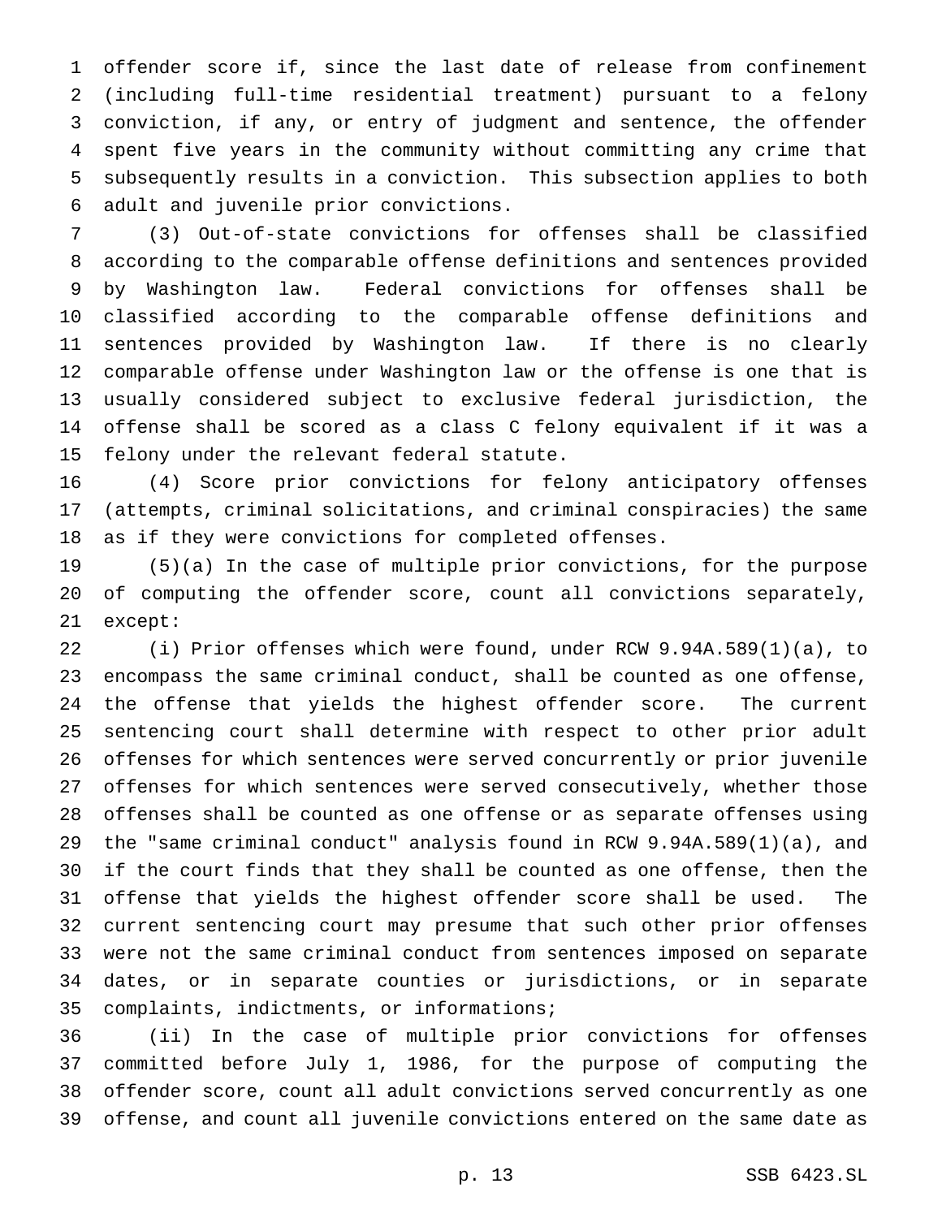offender score if, since the last date of release from confinement (including full-time residential treatment) pursuant to a felony conviction, if any, or entry of judgment and sentence, the offender spent five years in the community without committing any crime that subsequently results in a conviction. This subsection applies to both adult and juvenile prior convictions.

(3) Out-of-state convictions for offenses shall be classified according to the comparable offense definitions and sentences provided by Washington law. Federal convictions for offenses shall be classified according to the comparable offense definitions and sentences provided by Washington law. If there is no clearly comparable offense under Washington law or the offense is one that is usually considered subject to exclusive federal jurisdiction, the offense shall be scored as a class C felony equivalent if it was a felony under the relevant federal statute.

(4) Score prior convictions for felony anticipatory offenses (attempts, criminal solicitations, and criminal conspiracies) the same as if they were convictions for completed offenses.

(5)(a) In the case of multiple prior convictions, for the purpose of computing the offender score, count all convictions separately, except:

(i) Prior offenses which were found, under RCW 9.94A.589(1)(a), to encompass the same criminal conduct, shall be counted as one offense, the offense that yields the highest offender score. The current sentencing court shall determine with respect to other prior adult offenses for which sentences were served concurrently or prior juvenile offenses for which sentences were served consecutively, whether those offenses shall be counted as one offense or as separate offenses using the "same criminal conduct" analysis found in RCW 9.94A.589(1)(a), and if the court finds that they shall be counted as one offense, then the offense that yields the highest offender score shall be used. The current sentencing court may presume that such other prior offenses were not the same criminal conduct from sentences imposed on separate dates, or in separate counties or jurisdictions, or in separate complaints, indictments, or informations;

(ii) In the case of multiple prior convictions for offenses committed before July 1, 1986, for the purpose of computing the offender score, count all adult convictions served concurrently as one offense, and count all juvenile convictions entered on the same date as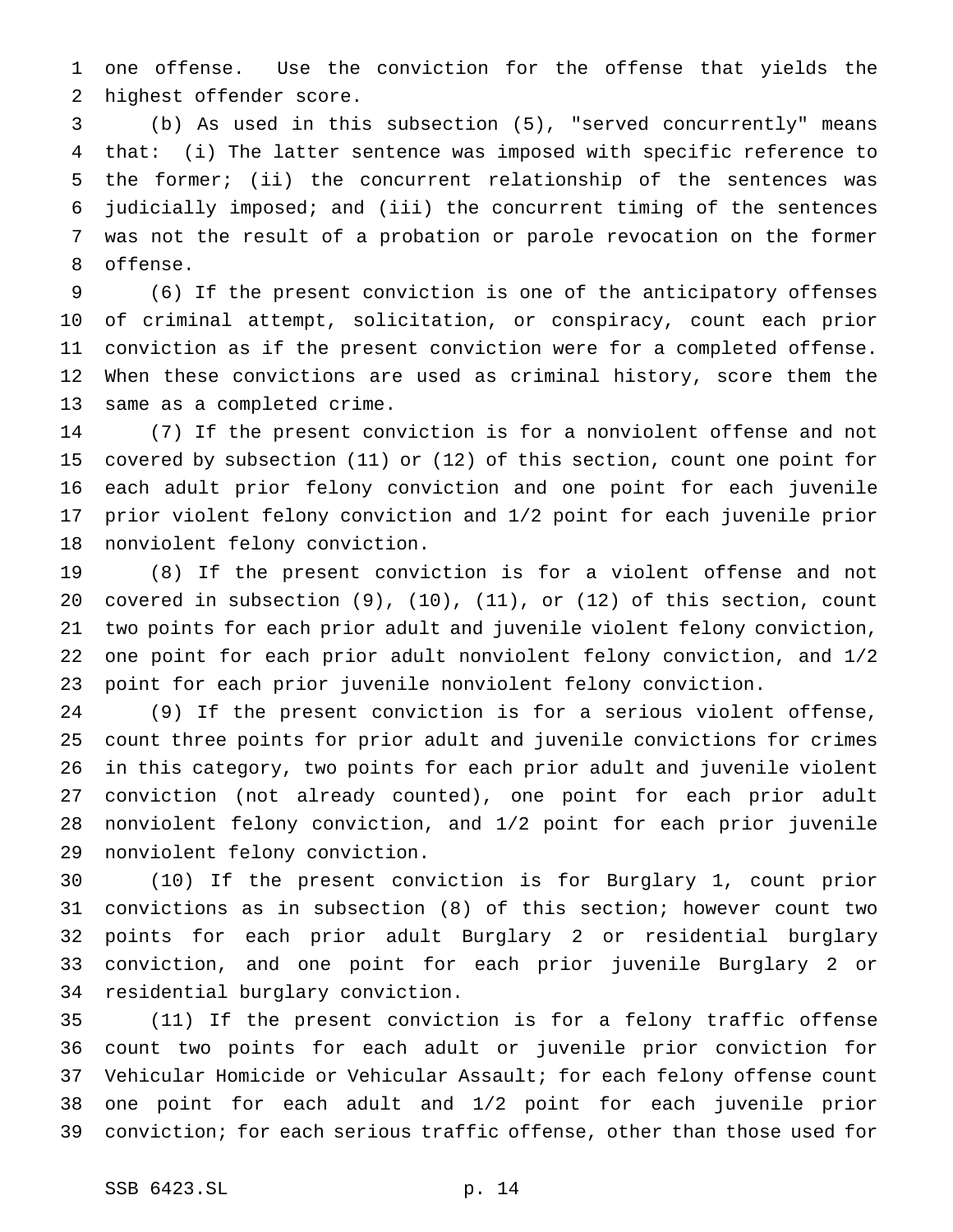one offense. Use the conviction for the offense that yields the highest offender score.

(b) As used in this subsection (5), "served concurrently" means that: (i) The latter sentence was imposed with specific reference to the former; (ii) the concurrent relationship of the sentences was judicially imposed; and (iii) the concurrent timing of the sentences was not the result of a probation or parole revocation on the former offense.

(6) If the present conviction is one of the anticipatory offenses of criminal attempt, solicitation, or conspiracy, count each prior conviction as if the present conviction were for a completed offense. When these convictions are used as criminal history, score them the same as a completed crime.

(7) If the present conviction is for a nonviolent offense and not covered by subsection (11) or (12) of this section, count one point for each adult prior felony conviction and one point for each juvenile prior violent felony conviction and 1/2 point for each juvenile prior nonviolent felony conviction.

(8) If the present conviction is for a violent offense and not covered in subsection (9), (10), (11), or (12) of this section, count two points for each prior adult and juvenile violent felony conviction, one point for each prior adult nonviolent felony conviction, and 1/2 point for each prior juvenile nonviolent felony conviction.

(9) If the present conviction is for a serious violent offense, count three points for prior adult and juvenile convictions for crimes in this category, two points for each prior adult and juvenile violent conviction (not already counted), one point for each prior adult nonviolent felony conviction, and 1/2 point for each prior juvenile nonviolent felony conviction.

(10) If the present conviction is for Burglary 1, count prior convictions as in subsection (8) of this section; however count two points for each prior adult Burglary 2 or residential burglary conviction, and one point for each prior juvenile Burglary 2 or residential burglary conviction.

(11) If the present conviction is for a felony traffic offense count two points for each adult or juvenile prior conviction for Vehicular Homicide or Vehicular Assault; for each felony offense count one point for each adult and 1/2 point for each juvenile prior conviction; for each serious traffic offense, other than those used for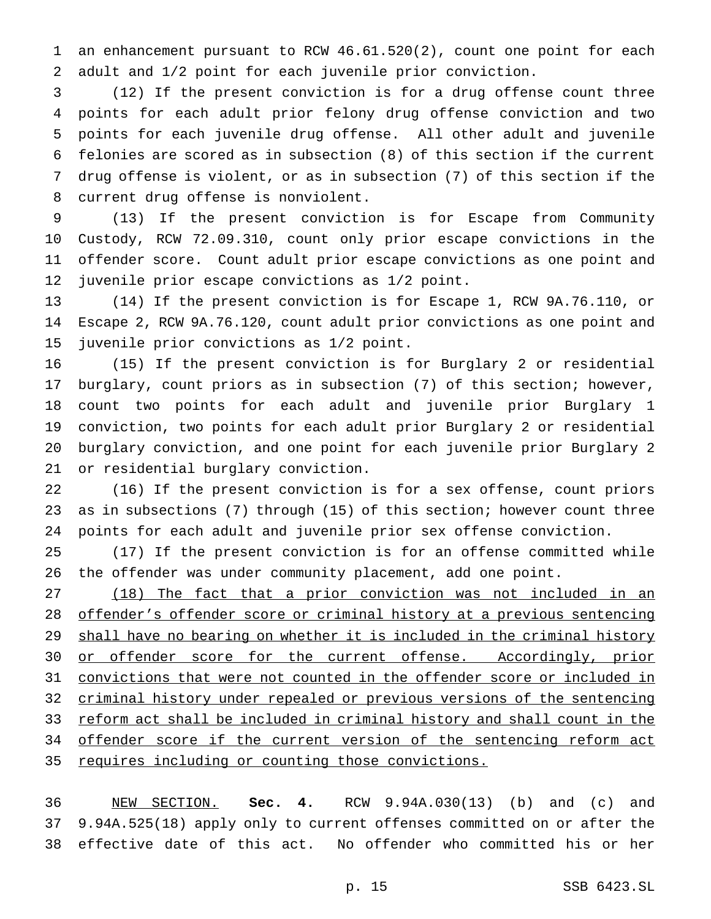an enhancement pursuant to RCW 46.61.520(2), count one point for each adult and 1/2 point for each juvenile prior conviction.

(12) If the present conviction is for a drug offense count three points for each adult prior felony drug offense conviction and two points for each juvenile drug offense. All other adult and juvenile felonies are scored as in subsection (8) of this section if the current drug offense is violent, or as in subsection (7) of this section if the current drug offense is nonviolent.

(13) If the present conviction is for Escape from Community Custody, RCW 72.09.310, count only prior escape convictions in the offender score. Count adult prior escape convictions as one point and juvenile prior escape convictions as 1/2 point.

(14) If the present conviction is for Escape 1, RCW 9A.76.110, or Escape 2, RCW 9A.76.120, count adult prior convictions as one point and juvenile prior convictions as 1/2 point.

(15) If the present conviction is for Burglary 2 or residential burglary, count priors as in subsection (7) of this section; however, count two points for each adult and juvenile prior Burglary 1 conviction, two points for each adult prior Burglary 2 or residential burglary conviction, and one point for each juvenile prior Burglary 2 or residential burglary conviction.

(16) If the present conviction is for a sex offense, count priors as in subsections (7) through (15) of this section; however count three points for each adult and juvenile prior sex offense conviction.

(17) If the present conviction is for an offense committed while the offender was under community placement, add one point.

<u>(18) The fact that a prior conviction was not included in an offender's offender score or criminal history at a previous sentencing shall have no bearing on whether it is included in the criminal history or offender score for the current offense. Accordingly, prior convictions that were not counted in the offender score or included in criminal history under repealed or previous versions of the sentencing reform act shall be included in criminal history and shall count in the offender score if the current version of the sentencing reform act requires including or counting those convictions.</u>

<u>NEW SECTION.</u> **Sec. 4.** RCW 9.94A.030(13) (b) and (c) and 9.94A.525(18) apply only to current offenses committed on or after the effective date of this act. No offender who committed his or her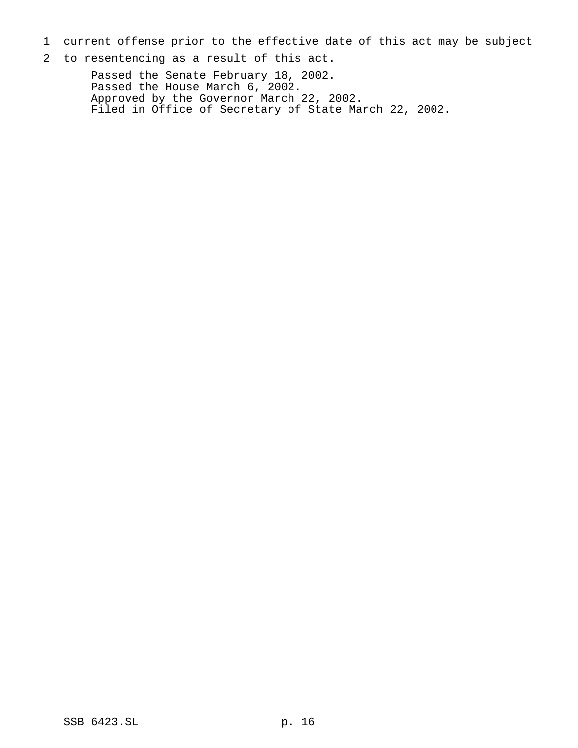current offense prior to the effective date of this act may be subject to resentencing as a result of this act.

Passed the Senate February 18, 2002.
Passed the House March 6, 2002.
Approved by the Governor March 22, 2002.
Filed in Office of Secretary of State March 22, 2002.